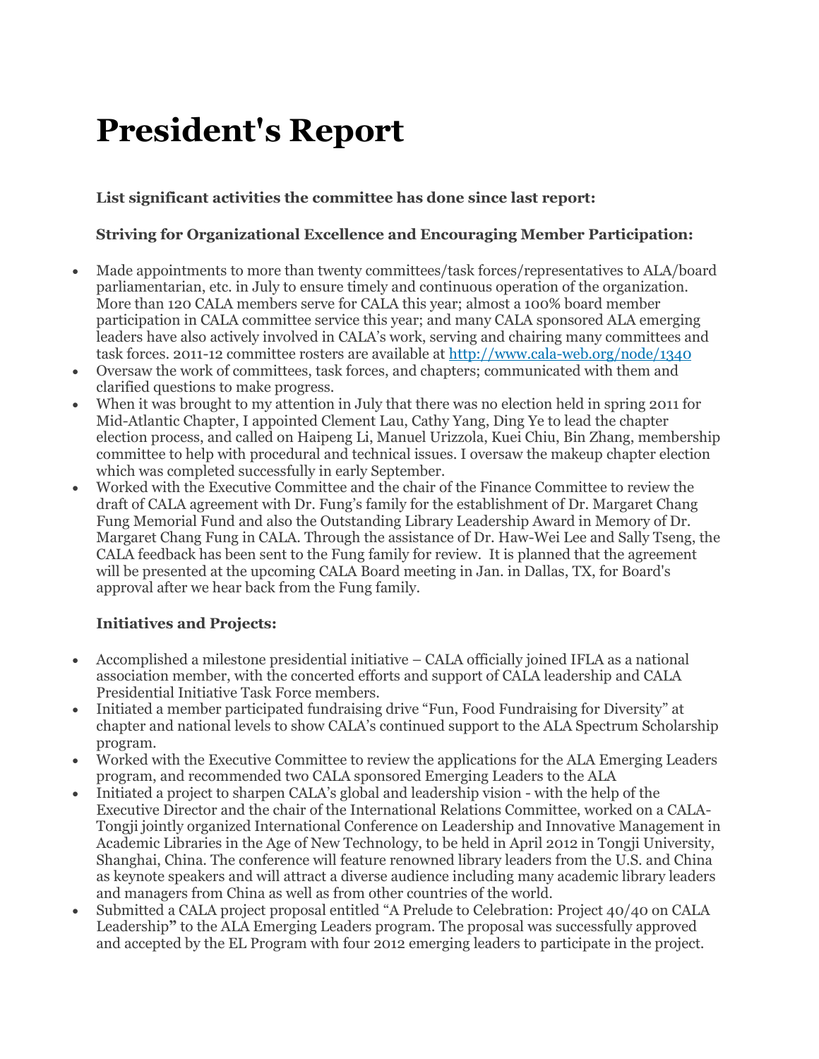# President's Report

**List significant activities the committee has done since last report:**

**Striving for Organizational Excellence and Encouraging Member Participation:**

- Made appointments to more than twenty committees/task forces/representatives to ALA/board parliamentarian, etc. in July to ensure timely and continuous operation of the organization. More than 120 CALA members serve for CALA this year; almost a 100% board member participation in CALA committee service this year; and many CALA sponsored ALA emerging leaders have also actively involved in CALA's work, serving and chairing many committees and task forces. 2011-12 committee rosters are available at [http://www.cala-web.org/node/1340](http://www.cala-web.org/node/1340)
- Oversaw the work of committees, task forces, and chapters; communicated with them and clarified questions to make progress.
- When it was brought to my attention in July that there was no election held in spring 2011 for Mid-Atlantic Chapter, I appointed Clement Lau, Cathy Yang, Ding Ye to lead the chapter election process, and called on Haipeng Li, Manuel Urizzola, Kuei Chiu, Bin Zhang, membership committee to help with procedural and technical issues. I oversaw the makeup chapter election which was completed successfully in early September.
- Worked with the Executive Committee and the chair of the Finance Committee to review the draft of CALA agreement with Dr. Fung's family for the establishment of Dr. Margaret Chang Fung Memorial Fund and also the Outstanding Library Leadership Award in Memory of Dr. Margaret Chang Fung in CALA. Through the assistance of Dr. Haw-Wei Lee and Sally Tseng, the CALA feedback has been sent to the Fung family for review. It is planned that the agreement will be presented at the upcoming CALA Board meeting in Jan. in Dallas, TX, for Board's approval after we hear back from the Fung family.

**Initiatives and Projects:**

- Accomplished a milestone presidential initiative – CALA officially joined IFLA as a national association member, with the concerted efforts and support of CALA leadership and CALA Presidential Initiative Task Force members.
- Initiated a member participated fundraising drive "Fun, Food Fundraising for Diversity" at chapter and national levels to show CALA's continued support to the ALA Spectrum Scholarship program.
- Worked with the Executive Committee to review the applications for the ALA Emerging Leaders program, and recommended two CALA sponsored Emerging Leaders to the ALA
- Initiated a project to sharpen CALA's global and leadership vision - with the help of the Executive Director and the chair of the International Relations Committee, worked on a CALA-Tongji jointly organized International Conference on Leadership and Innovative Management in Academic Libraries in the Age of New Technology, to be held in April 2012 in Tongji University, Shanghai, China. The conference will feature renowned library leaders from the U.S. and China as keynote speakers and will attract a diverse audience including many academic library leaders and managers from China as well as from other countries of the world.
- Submitted a CALA project proposal entitled "A Prelude to Celebration: Project 40/40 on CALA Leadership" to the ALA Emerging Leaders program. The proposal was successfully approved and accepted by the EL Program with four 2012 emerging leaders to participate in the project.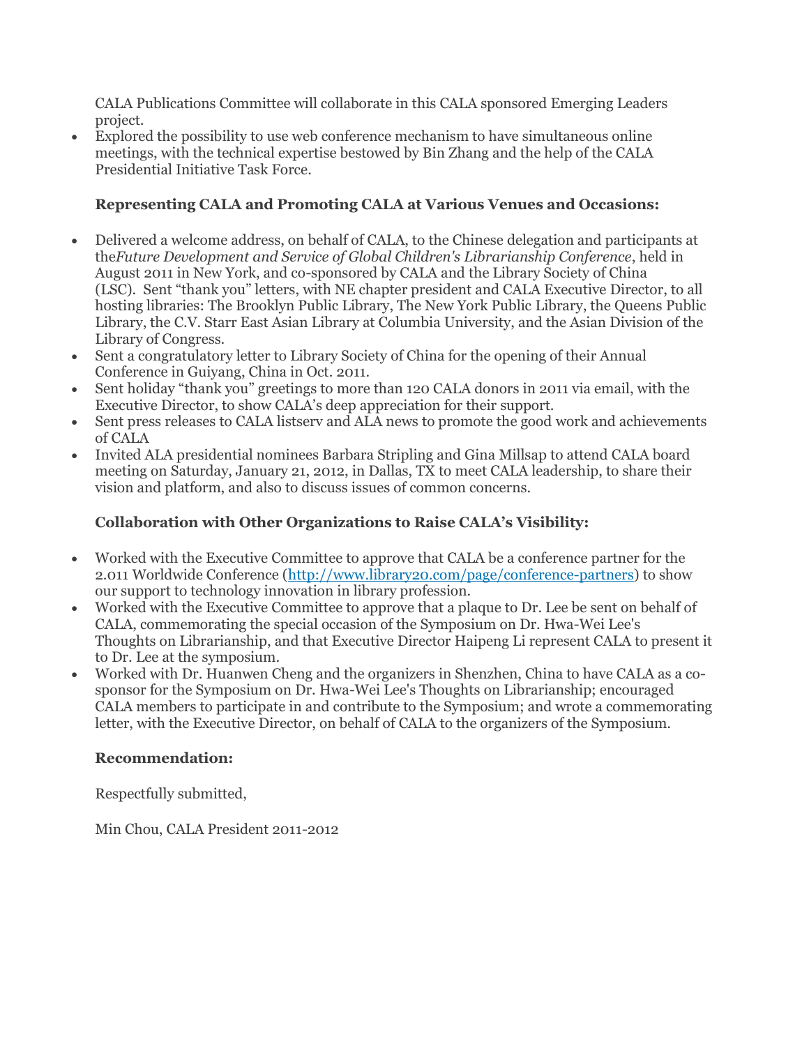CALA Publications Committee will collaborate in this CALA sponsored Emerging Leaders project.

- Explored the possibility to use web conference mechanism to have simultaneous online meetings, with the technical expertise bestowed by Bin Zhang and the help of the CALA Presidential Initiative Task Force.

**Representing CALA and Promoting CALA at Various Venues and Occasions:**

- Delivered a welcome address, on behalf of CALA, to the Chinese delegation and participants at the*Future Development and Service of Global Children's Librarianship Conference*, held in August 2011 in New York, and co-sponsored by CALA and the Library Society of China (LSC). Sent "thank you" letters, with NE chapter president and CALA Executive Director, to all hosting libraries: The Brooklyn Public Library, The New York Public Library, the Queens Public Library, the C.V. Starr East Asian Library at Columbia University, and the Asian Division of the Library of Congress.
- Sent a congratulatory letter to Library Society of China for the opening of their Annual Conference in Guiyang, China in Oct. 2011.
- Sent holiday "thank you" greetings to more than 120 CALA donors in 2011 via email, with the Executive Director, to show CALA's deep appreciation for their support.
- Sent press releases to CALA listserv and ALA news to promote the good work and achievements of CALA
- Invited ALA presidential nominees Barbara Stripling and Gina Millsap to attend CALA board meeting on Saturday, January 21, 2012, in Dallas, TX to meet CALA leadership, to share their vision and platform, and also to discuss issues of common concerns.

**Collaboration with Other Organizations to Raise CALA's Visibility:**

- Worked with the Executive Committee to approve that CALA be a conference partner for the 2.011 Worldwide Conference ([http://www.library20.com/page/conference-partners](http://www.library20.com/page/conference-partners)) to show our support to technology innovation in library profession.
- Worked with the Executive Committee to approve that a plaque to Dr. Lee be sent on behalf of CALA, commemorating the special occasion of the Symposium on Dr. Hwa-Wei Lee's Thoughts on Librarianship, and that Executive Director Haipeng Li represent CALA to present it to Dr. Lee at the symposium.
- Worked with Dr. Huanwen Cheng and the organizers in Shenzhen, China to have CALA as a co-sponsor for the Symposium on Dr. Hwa-Wei Lee's Thoughts on Librarianship; encouraged CALA members to participate in and contribute to the Symposium; and wrote a commemorating letter, with the Executive Director, on behalf of CALA to the organizers of the Symposium.

**Recommendation:**

Respectfully submitted,

Min Chou, CALA President 2011-2012